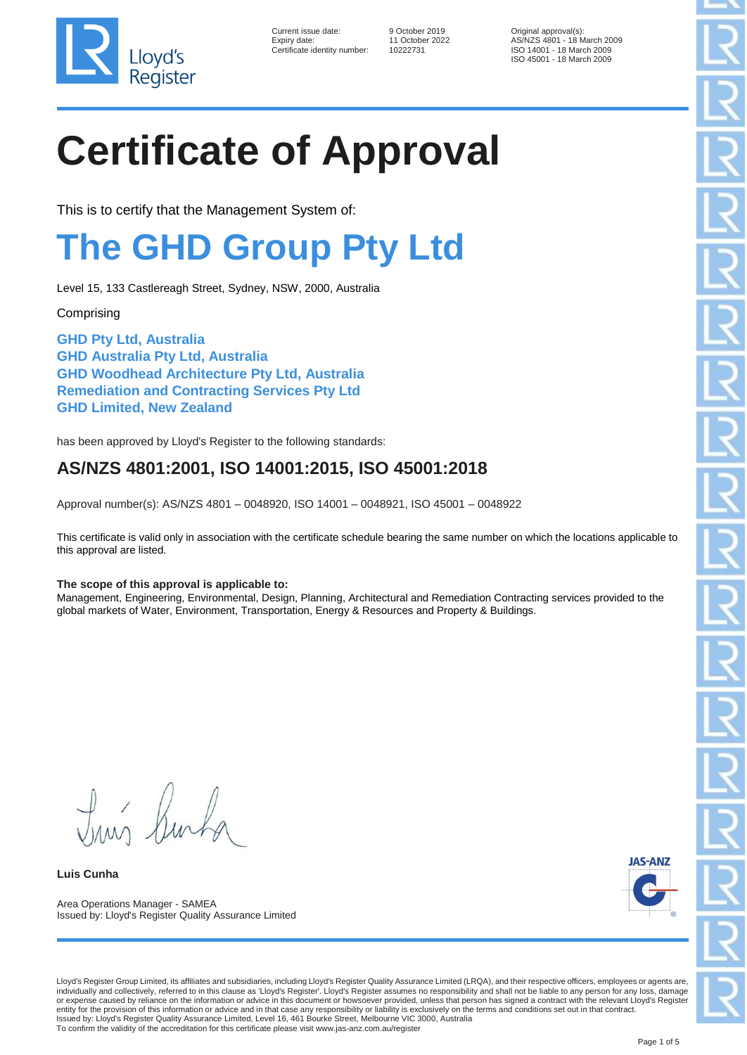Lloyd's Register

| | | |
|---|---|---|
| Current issue date: | 9 October 2019 | Original approval(s): |
| Expiry date: | 11 October 2022 | AS/NZS 4801 - 18 March 2009 |
| Certificate identity number: | 10222731 | ISO 14001 - 18 March 2009 |
| | | ISO 45001 - 18 March 2009 |

# Certificate of Approval

This is to certify that the Management System of:

## The GHD Group Pty Ltd

Level 15, 133 Castlereagh Street, Sydney, NSW, 2000, Australia

Comprising

**GHD Pty Ltd, Australia**
**GHD Australia Pty Ltd, Australia**
**GHD Woodhead Architecture Pty Ltd, Australia**
**Remediation and Contracting Services Pty Ltd**
**GHD Limited, New Zealand**

has been approved by Lloyd's Register to the following standards:

## AS/NZS 4801:2001, ISO 14001:2015, ISO 45001:2018

Approval number(s): AS/NZS 4801 – 0048920, ISO 14001 – 0048921, ISO 45001 – 0048922

This certificate is valid only in association with the certificate schedule bearing the same number on which the locations applicable to this approval are listed.

**The scope of this approval is applicable to:**
Management, Engineering, Environmental, Design, Planning, Architectural and Remediation Contracting services provided to the global markets of Water, Environment, Transportation, Energy & Resources and Property & Buildings.

**Luis Cunha**

Area Operations Manager - SAMEA
Issued by: Lloyd's Register Quality Assurance Limited

JAS-ANZ

Lloyd's Register Group Limited, its affiliates and subsidiaries, including Lloyd's Register Quality Assurance Limited (LRQA), and their respective officers, employees or agents are, individually and collectively, referred to in this clause as 'Lloyd's Register'. Lloyd's Register assumes no responsibility and shall not be liable to any person for any loss, damage or expense caused by reliance on the information or advice in this document or howsoever provided, unless that person has signed a contract with the relevant Lloyd's Register entity for the provision of this information or advice and in that case any responsibility or liability is exclusively on the terms and conditions set out in that contract.
Issued by: Lloyd's Register Quality Assurance Limited, Level 16, 461 Bourke Street, Melbourne VIC 3000, Australia
To confirm the validity of the accreditation for this certificate please visit www.jas-anz.com.au/register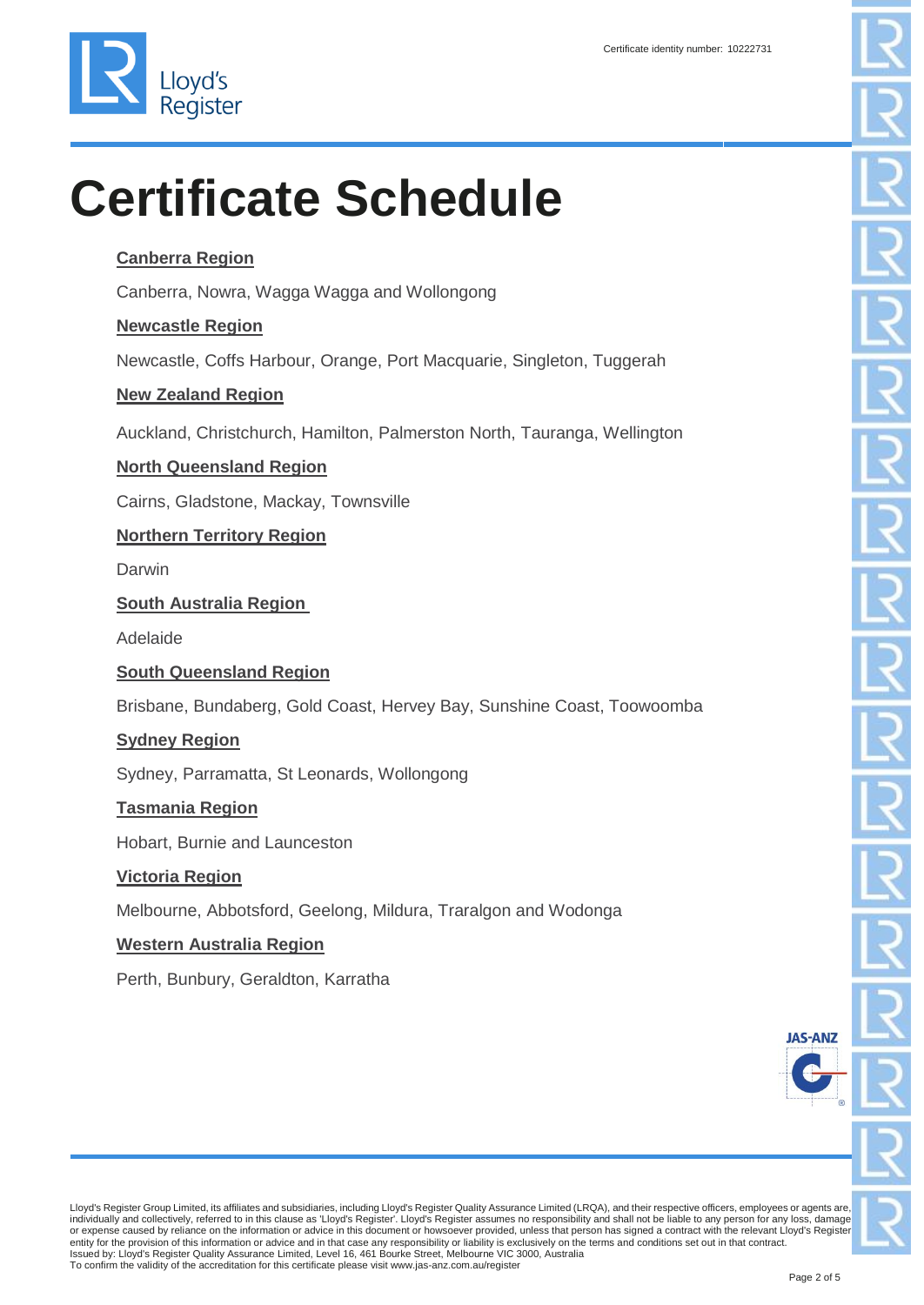Certificate identity number: 10222731

# Certificate Schedule

**Canberra Region**

Canberra, Nowra, Wagga Wagga and Wollongong

**Newcastle Region**

Newcastle, Coffs Harbour, Orange, Port Macquarie, Singleton, Tuggerah

**New Zealand Region**

Auckland, Christchurch, Hamilton, Palmerston North, Tauranga, Wellington

**North Queensland Region**

Cairns, Gladstone, Mackay, Townsville

**Northern Territory Region**

Darwin

**South Australia Region**

Adelaide

**South Queensland Region**

Brisbane, Bundaberg, Gold Coast, Hervey Bay, Sunshine Coast, Toowoomba

**Sydney Region**

Sydney, Parramatta, St Leonards, Wollongong

**Tasmania Region**

Hobart, Burnie and Launceston

**Victoria Region**

Melbourne, Abbotsford, Geelong, Mildura, Traralgon and Wodonga

**Western Australia Region**

Perth, Bunbury, Geraldton, Karratha

Lloyd's Register Group Limited, its affiliates and subsidiaries, including Lloyd's Register Quality Assurance Limited (LRQA), and their respective officers, employees or agents are, individually and collectively, referred to in this clause as 'Lloyd's Register'. Lloyd's Register assumes no responsibility and shall not be liable to any person for any loss, damage or expense caused by reliance on the information or advice in this document or howsoever provided, unless that person has signed a contract with the relevant Lloyd's Register entity for the provision of this information or advice and in that case any responsibility or liability is exclusively on the terms and conditions set out in that contract.
Issued by: Lloyd's Register Quality Assurance Limited, Level 16, 461 Bourke Street, Melbourne VIC 3000, Australia
To confirm the validity of the accreditation for this certificate please visit www.jas-anz.com.au/register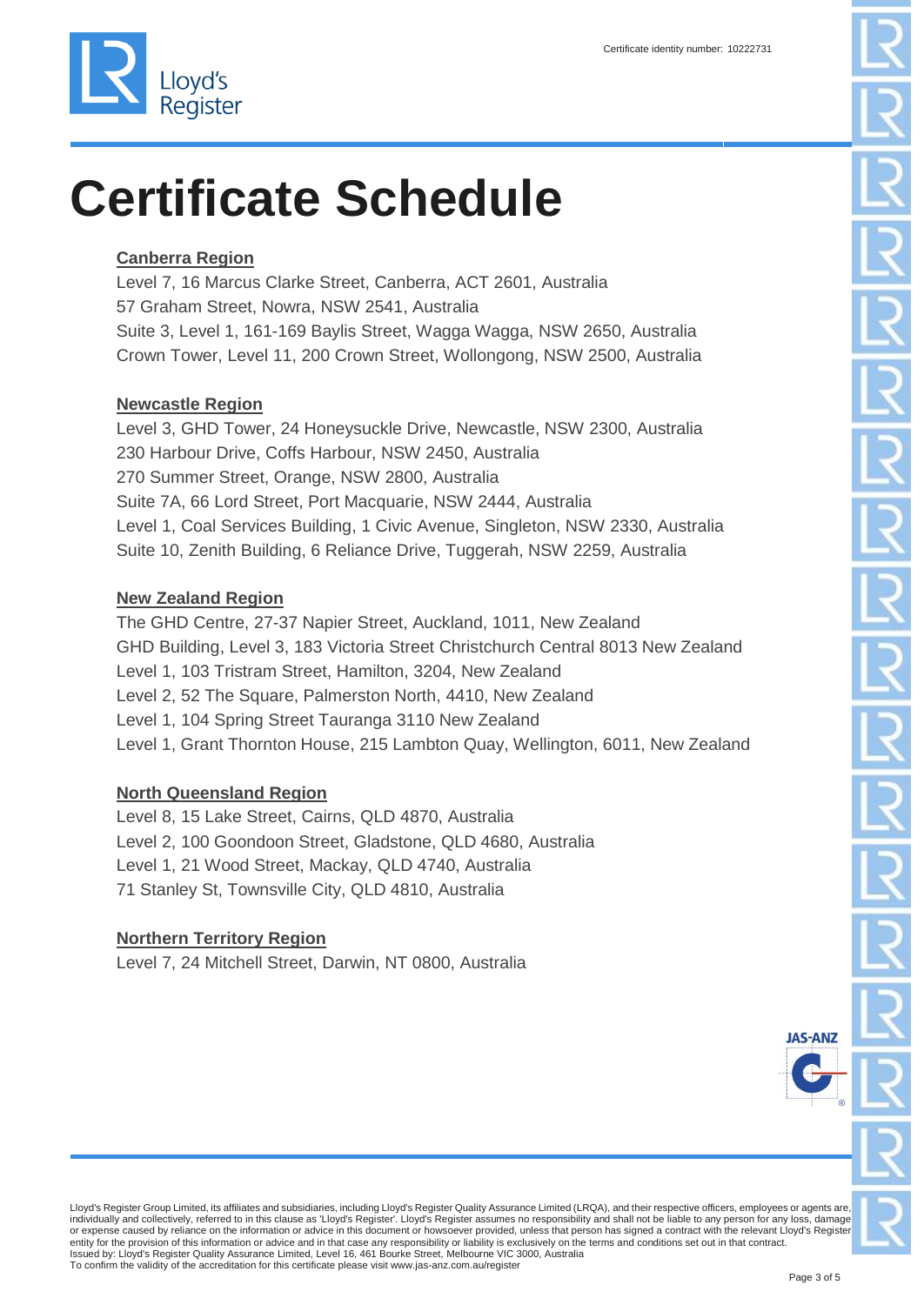Certificate identity number: 10222731

# Certificate Schedule

**Canberra Region**

Level 7, 16 Marcus Clarke Street, Canberra, ACT 2601, Australia
57 Graham Street, Nowra, NSW 2541, Australia
Suite 3, Level 1, 161-169 Baylis Street, Wagga Wagga, NSW 2650, Australia
Crown Tower, Level 11, 200 Crown Street, Wollongong, NSW 2500, Australia

**Newcastle Region**

Level 3, GHD Tower, 24 Honeysuckle Drive, Newcastle, NSW 2300, Australia
230 Harbour Drive, Coffs Harbour, NSW 2450, Australia
270 Summer Street, Orange, NSW 2800, Australia
Suite 7A, 66 Lord Street, Port Macquarie, NSW 2444, Australia
Level 1, Coal Services Building, 1 Civic Avenue, Singleton, NSW 2330, Australia
Suite 10, Zenith Building, 6 Reliance Drive, Tuggerah, NSW 2259, Australia

**New Zealand Region**

The GHD Centre, 27-37 Napier Street, Auckland, 1011, New Zealand
GHD Building, Level 3, 183 Victoria Street Christchurch Central 8013 New Zealand
Level 1, 103 Tristram Street, Hamilton, 3204, New Zealand
Level 2, 52 The Square, Palmerston North, 4410, New Zealand
Level 1, 104 Spring Street Tauranga 3110 New Zealand
Level 1, Grant Thornton House, 215 Lambton Quay, Wellington, 6011, New Zealand

**North Queensland Region**

Level 8, 15 Lake Street, Cairns, QLD 4870, Australia
Level 2, 100 Goondoon Street, Gladstone, QLD 4680, Australia
Level 1, 21 Wood Street, Mackay, QLD 4740, Australia
71 Stanley St, Townsville City, QLD 4810, Australia

**Northern Territory Region**

Level 7, 24 Mitchell Street, Darwin, NT 0800, Australia

Lloyd's Register Group Limited, its affiliates and subsidiaries, including Lloyd's Register Quality Assurance Limited (LRQA), and their respective officers, employees or agents are, individually and collectively, referred to in this clause as 'Lloyd's Register'. Lloyd's Register assumes no responsibility and shall not be liable to any person for any loss, damage or expense caused by reliance on the information or advice in this document or howsoever provided, unless that person has signed a contract with the relevant Lloyd's Register entity for the provision of this information or advice and in that case any responsibility or liability is exclusively on the terms and conditions set out in that contract.
Issued by: Lloyd's Register Quality Assurance Limited, Level 16, 461 Bourke Street, Melbourne VIC 3000, Australia
To confirm the validity of the accreditation for this certificate please visit www.jas-anz.com.au/register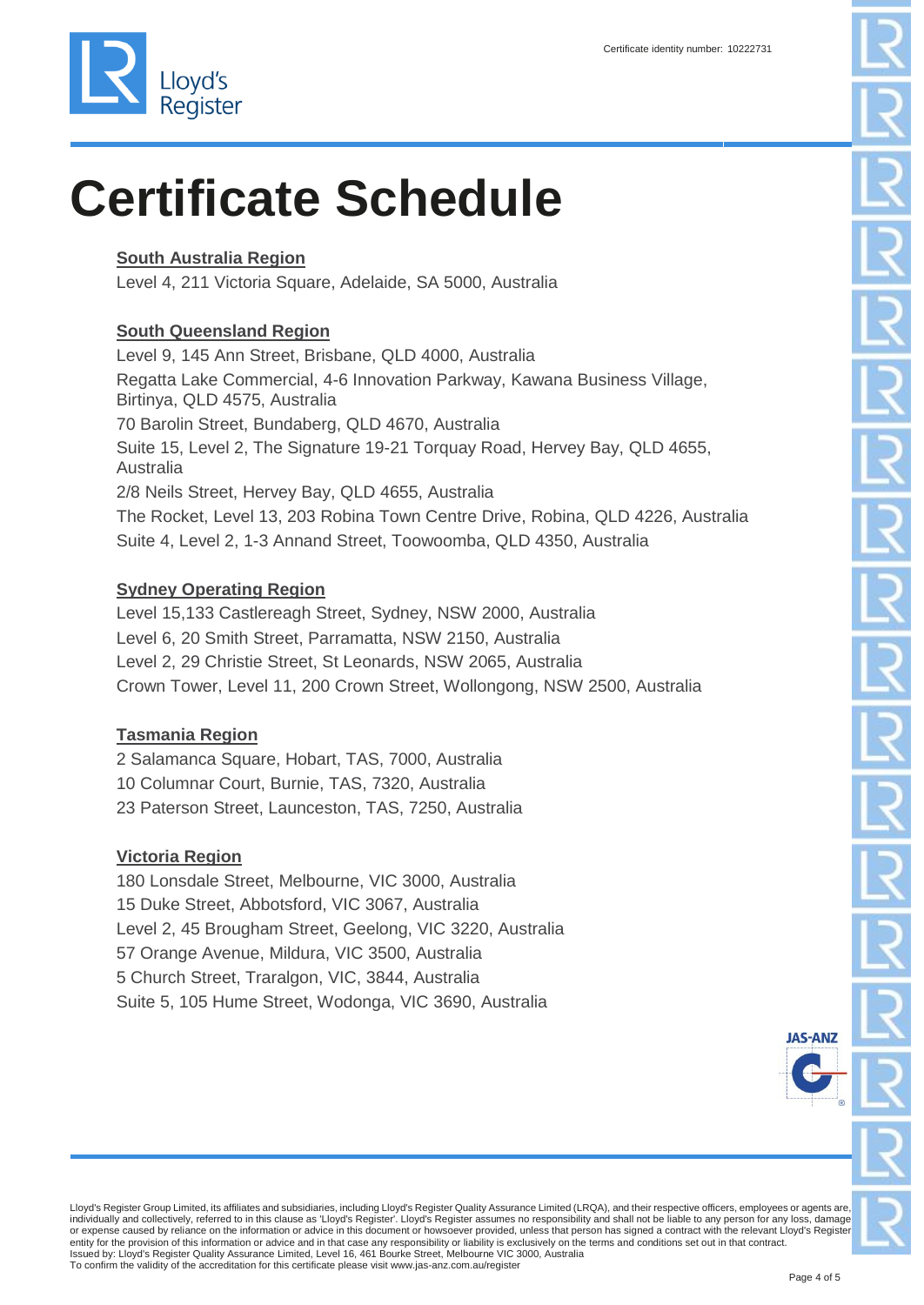# Certificate Schedule

**South Australia Region**

Level 4, 211 Victoria Square, Adelaide, SA 5000, Australia

**South Queensland Region**

Level 9, 145 Ann Street, Brisbane, QLD 4000, Australia
Regatta Lake Commercial, 4-6 Innovation Parkway, Kawana Business Village, Birtinya, QLD 4575, Australia
70 Barolin Street, Bundaberg, QLD 4670, Australia
Suite 15, Level 2, The Signature 19-21 Torquay Road, Hervey Bay, QLD 4655, Australia
2/8 Neils Street, Hervey Bay, QLD 4655, Australia
The Rocket, Level 13, 203 Robina Town Centre Drive, Robina, QLD 4226, Australia
Suite 4, Level 2, 1-3 Annand Street, Toowoomba, QLD 4350, Australia

**Sydney Operating Region**

Level 15,133 Castlereagh Street, Sydney, NSW 2000, Australia
Level 6, 20 Smith Street, Parramatta, NSW 2150, Australia
Level 2, 29 Christie Street, St Leonards, NSW 2065, Australia
Crown Tower, Level 11, 200 Crown Street, Wollongong, NSW 2500, Australia

**Tasmania Region**

2 Salamanca Square, Hobart, TAS, 7000, Australia
10 Columnar Court, Burnie, TAS, 7320, Australia
23 Paterson Street, Launceston, TAS, 7250, Australia

**Victoria Region**

180 Lonsdale Street, Melbourne, VIC 3000, Australia
15 Duke Street, Abbotsford, VIC 3067, Australia
Level 2, 45 Brougham Street, Geelong, VIC 3220, Australia
57 Orange Avenue, Mildura, VIC 3500, Australia
5 Church Street, Traralgon, VIC, 3844, Australia
Suite 5, 105 Hume Street, Wodonga, VIC 3690, Australia

Lloyd's Register Group Limited, its affiliates and subsidiaries, including Lloyd's Register Quality Assurance Limited (LRQA), and their respective officers, employees or agents are, individually and collectively, referred to in this clause as 'Lloyd's Register'. Lloyd's Register assumes no responsibility and shall not be liable to any person for any loss, damage or expense caused by reliance on the information or advice in this document or howsoever provided, unless that person has signed a contract with the relevant Lloyd's Register entity for the provision of this information or advice and in that case any responsibility or liability is exclusively on the terms and conditions set out in that contract.
Issued by: Lloyd's Register Quality Assurance Limited, Level 16, 461 Bourke Street, Melbourne VIC 3000, Australia
To confirm the validity of the accreditation for this certificate please visit www.jas-anz.com.au/register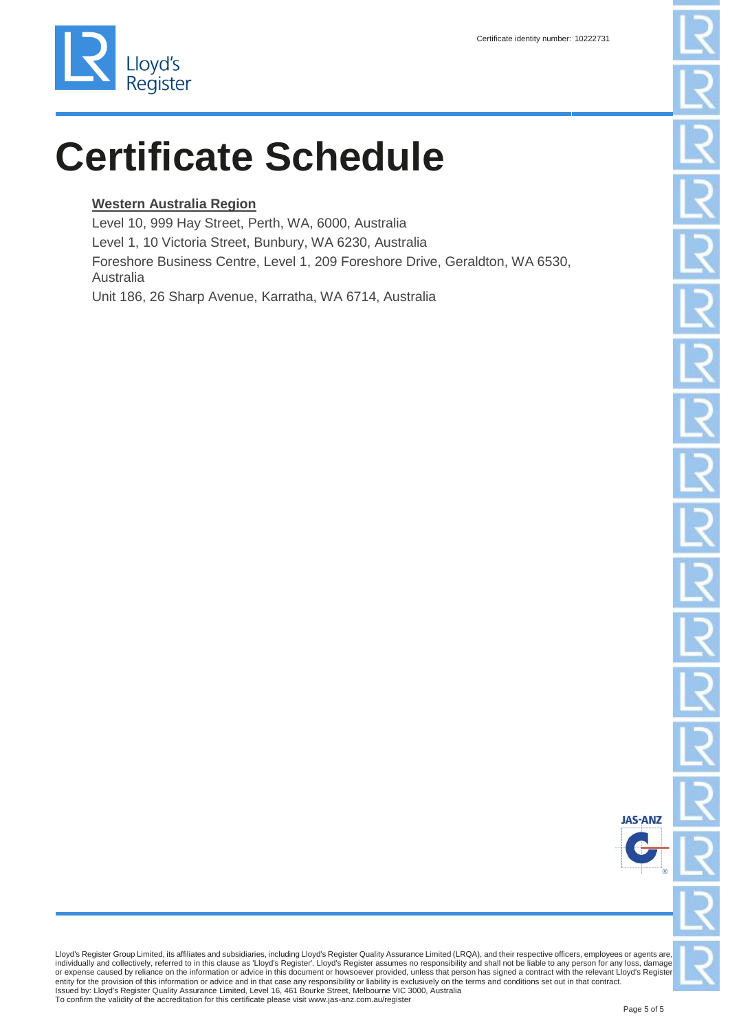Certificate identity number: 10222731

# Certificate Schedule

**Western Australia Region**

Level 10, 999 Hay Street, Perth, WA, 6000, Australia

Level 1, 10 Victoria Street, Bunbury, WA 6230, Australia

Foreshore Business Centre, Level 1, 209 Foreshore Drive, Geraldton, WA 6530, Australia

Unit 186, 26 Sharp Avenue, Karratha, WA 6714, Australia

Lloyd's Register Group Limited, its affiliates and subsidiaries, including Lloyd's Register Quality Assurance Limited (LRQA), and their respective officers, employees or agents are, individually and collectively, referred to in this clause as 'Lloyd's Register'. Lloyd's Register assumes no responsibility and shall not be liable to any person for any loss, damage or expense caused by reliance on the information or advice in this document or howsoever provided, unless that person has signed a contract with the relevant Lloyd's Register entity for the provision of this information or advice and in that case any responsibility or liability is exclusively on the terms and conditions set out in that contract.
Issued by: Lloyd's Register Quality Assurance Limited, Level 16, 461 Bourke Street, Melbourne VIC 3000, Australia
To confirm the validity of the accreditation for this certificate please visit www.jas-anz.com.au/register